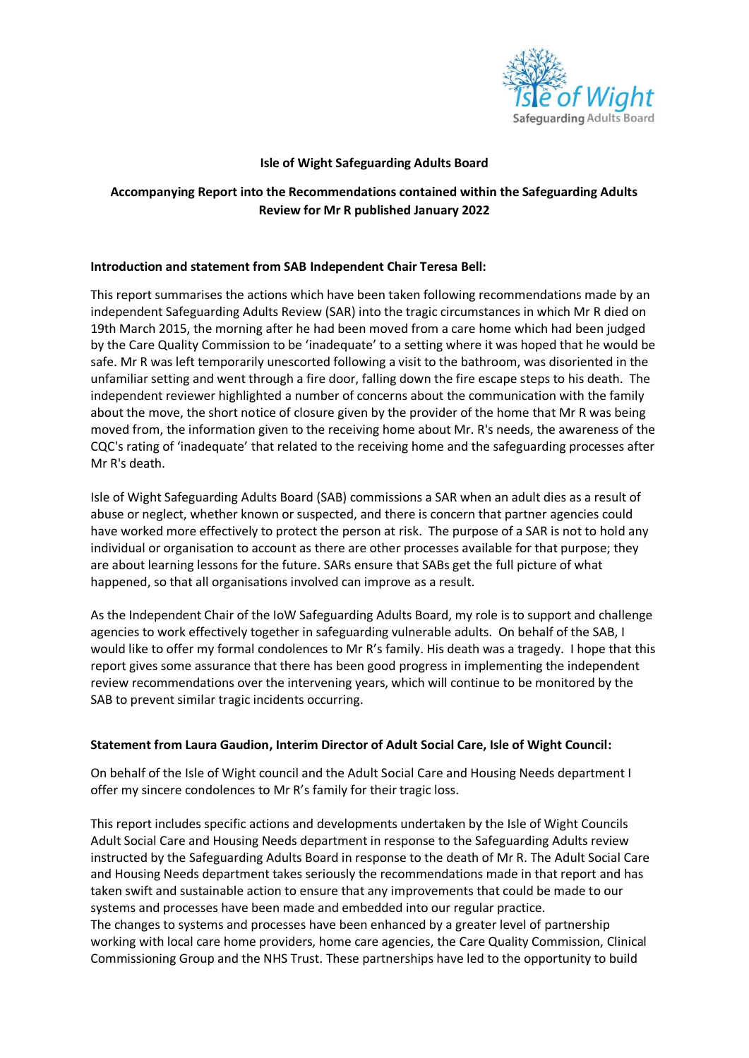**Isle of Wight Safeguarding Adults Board**

**Accompanying Report into the Recommendations contained within the Safeguarding Adults Review for Mr R published January 2022**

**Introduction and statement from SAB Independent Chair Teresa Bell:**

This report summarises the actions which have been taken following recommendations made by an independent Safeguarding Adults Review (SAR) into the tragic circumstances in which Mr R died on 19th March 2015, the morning after he had been moved from a care home which had been judged by the Care Quality Commission to be 'inadequate' to a setting where it was hoped that he would be safe. Mr R was left temporarily unescorted following a visit to the bathroom, was disoriented in the unfamiliar setting and went through a fire door, falling down the fire escape steps to his death. The independent reviewer highlighted a number of concerns about the communication with the family about the move, the short notice of closure given by the provider of the home that Mr R was being moved from, the information given to the receiving home about Mr. R's needs, the awareness of the CQC's rating of 'inadequate' that related to the receiving home and the safeguarding processes after Mr R's death.

Isle of Wight Safeguarding Adults Board (SAB) commissions a SAR when an adult dies as a result of abuse or neglect, whether known or suspected, and there is concern that partner agencies could have worked more effectively to protect the person at risk. The purpose of a SAR is not to hold any individual or organisation to account as there are other processes available for that purpose; they are about learning lessons for the future. SARs ensure that SABs get the full picture of what happened, so that all organisations involved can improve as a result.

As the Independent Chair of the IoW Safeguarding Adults Board, my role is to support and challenge agencies to work effectively together in safeguarding vulnerable adults. On behalf of the SAB, I would like to offer my formal condolences to Mr R's family. His death was a tragedy. I hope that this report gives some assurance that there has been good progress in implementing the independent review recommendations over the intervening years, which will continue to be monitored by the SAB to prevent similar tragic incidents occurring.

**Statement from Laura Gaudion, Interim Director of Adult Social Care, Isle of Wight Council:**

On behalf of the Isle of Wight council and the Adult Social Care and Housing Needs department I offer my sincere condolences to Mr R's family for their tragic loss.

This report includes specific actions and developments undertaken by the Isle of Wight Councils Adult Social Care and Housing Needs department in response to the Safeguarding Adults review instructed by the Safeguarding Adults Board in response to the death of Mr R. The Adult Social Care and Housing Needs department takes seriously the recommendations made in that report and has taken swift and sustainable action to ensure that any improvements that could be made to our systems and processes have been made and embedded into our regular practice.
The changes to systems and processes have been enhanced by a greater level of partnership working with local care home providers, home care agencies, the Care Quality Commission, Clinical Commissioning Group and the NHS Trust. These partnerships have led to the opportunity to build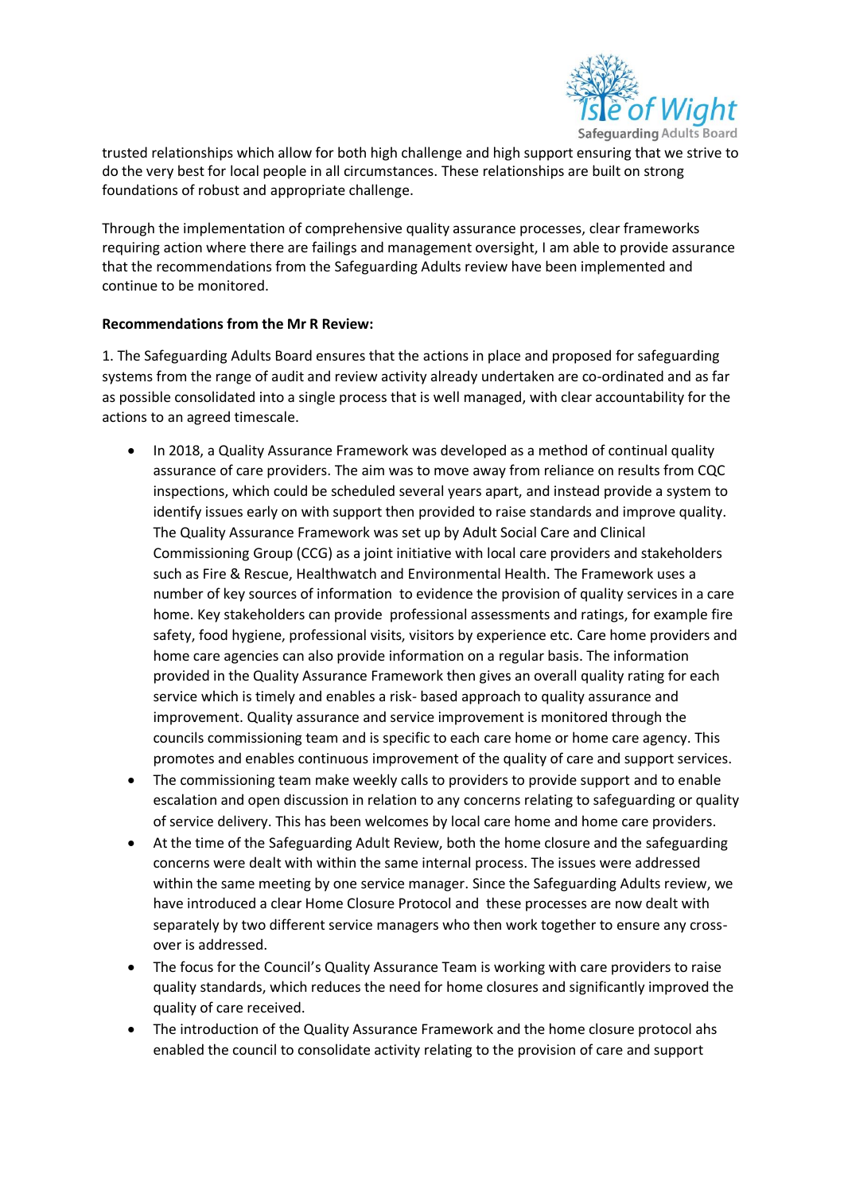trusted relationships which allow for both high challenge and high support ensuring that we strive to do the very best for local people in all circumstances. These relationships are built on strong foundations of robust and appropriate challenge.

Through the implementation of comprehensive quality assurance processes, clear frameworks requiring action where there are failings and management oversight, I am able to provide assurance that the recommendations from the Safeguarding Adults review have been implemented and continue to be monitored.

**Recommendations from the Mr R Review:**

1. The Safeguarding Adults Board ensures that the actions in place and proposed for safeguarding systems from the range of audit and review activity already undertaken are co-ordinated and as far as possible consolidated into a single process that is well managed, with clear accountability for the actions to an agreed timescale.

- In 2018, a Quality Assurance Framework was developed as a method of continual quality assurance of care providers. The aim was to move away from reliance on results from CQC inspections, which could be scheduled several years apart, and instead provide a system to identify issues early on with support then provided to raise standards and improve quality. The Quality Assurance Framework was set up by Adult Social Care and Clinical Commissioning Group (CCG) as a joint initiative with local care providers and stakeholders such as Fire & Rescue, Healthwatch and Environmental Health. The Framework uses a number of key sources of information to evidence the provision of quality services in a care home. Key stakeholders can provide professional assessments and ratings, for example fire safety, food hygiene, professional visits, visitors by experience etc. Care home providers and home care agencies can also provide information on a regular basis. The information provided in the Quality Assurance Framework then gives an overall quality rating for each service which is timely and enables a risk- based approach to quality assurance and improvement. Quality assurance and service improvement is monitored through the councils commissioning team and is specific to each care home or home care agency. This promotes and enables continuous improvement of the quality of care and support services.
- The commissioning team make weekly calls to providers to provide support and to enable escalation and open discussion in relation to any concerns relating to safeguarding or quality of service delivery. This has been welcomes by local care home and home care providers.
- At the time of the Safeguarding Adult Review, both the home closure and the safeguarding concerns were dealt with within the same internal process. The issues were addressed within the same meeting by one service manager. Since the Safeguarding Adults review, we have introduced a clear Home Closure Protocol and these processes are now dealt with separately by two different service managers who then work together to ensure any cross-over is addressed.
- The focus for the Council's Quality Assurance Team is working with care providers to raise quality standards, which reduces the need for home closures and significantly improved the quality of care received.
- The introduction of the Quality Assurance Framework and the home closure protocol ahs enabled the council to consolidate activity relating to the provision of care and support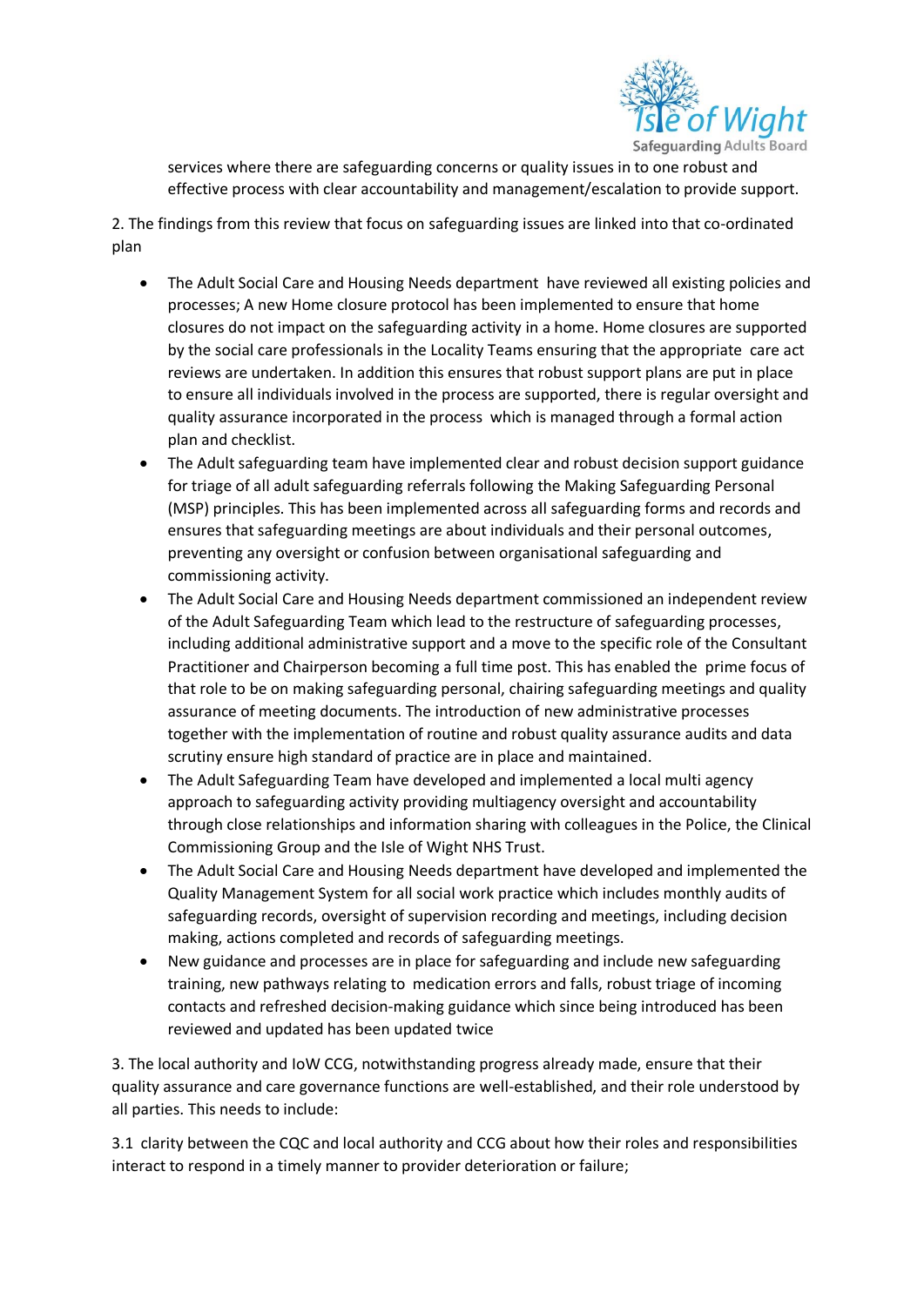services where there are safeguarding concerns or quality issues in to one robust and effective process with clear accountability and management/escalation to provide support.

2. The findings from this review that focus on safeguarding issues are linked into that co-ordinated plan

- The Adult Social Care and Housing Needs department have reviewed all existing policies and processes; A new Home closure protocol has been implemented to ensure that home closures do not impact on the safeguarding activity in a home. Home closures are supported by the social care professionals in the Locality Teams ensuring that the appropriate care act reviews are undertaken. In addition this ensures that robust support plans are put in place to ensure all individuals involved in the process are supported, there is regular oversight and quality assurance incorporated in the process which is managed through a formal action plan and checklist.
- The Adult safeguarding team have implemented clear and robust decision support guidance for triage of all adult safeguarding referrals following the Making Safeguarding Personal (MSP) principles. This has been implemented across all safeguarding forms and records and ensures that safeguarding meetings are about individuals and their personal outcomes, preventing any oversight or confusion between organisational safeguarding and commissioning activity.
- The Adult Social Care and Housing Needs department commissioned an independent review of the Adult Safeguarding Team which lead to the restructure of safeguarding processes, including additional administrative support and a move to the specific role of the Consultant Practitioner and Chairperson becoming a full time post. This has enabled the prime focus of that role to be on making safeguarding personal, chairing safeguarding meetings and quality assurance of meeting documents. The introduction of new administrative processes together with the implementation of routine and robust quality assurance audits and data scrutiny ensure high standard of practice are in place and maintained.
- The Adult Safeguarding Team have developed and implemented a local multi agency approach to safeguarding activity providing multiagency oversight and accountability through close relationships and information sharing with colleagues in the Police, the Clinical Commissioning Group and the Isle of Wight NHS Trust.
- The Adult Social Care and Housing Needs department have developed and implemented the Quality Management System for all social work practice which includes monthly audits of safeguarding records, oversight of supervision recording and meetings, including decision making, actions completed and records of safeguarding meetings.
- New guidance and processes are in place for safeguarding and include new safeguarding training, new pathways relating to medication errors and falls, robust triage of incoming contacts and refreshed decision-making guidance which since being introduced has been reviewed and updated has been updated twice

3. The local authority and IoW CCG, notwithstanding progress already made, ensure that their quality assurance and care governance functions are well-established, and their role understood by all parties. This needs to include:

3.1 clarity between the CQC and local authority and CCG about how their roles and responsibilities interact to respond in a timely manner to provider deterioration or failure;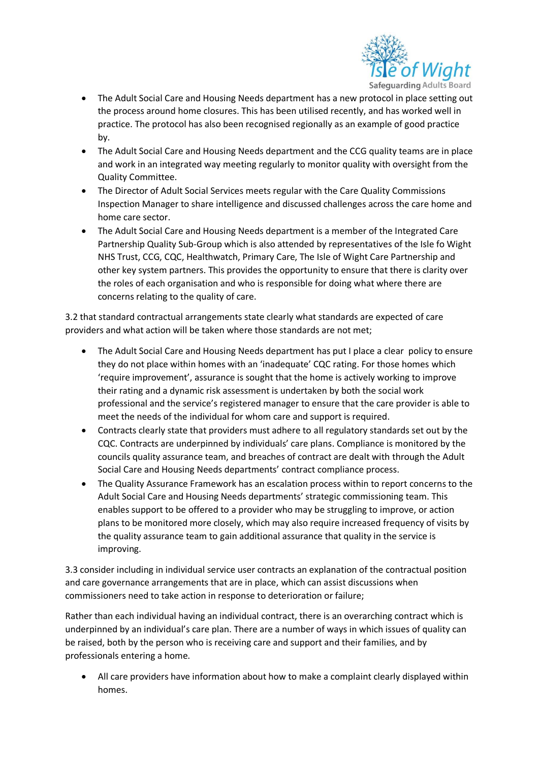- The Adult Social Care and Housing Needs department has a new protocol in place setting out the process around home closures. This has been utilised recently, and has worked well in practice. The protocol has also been recognised regionally as an example of good practice by.
- The Adult Social Care and Housing Needs department and the CCG quality teams are in place and work in an integrated way meeting regularly to monitor quality with oversight from the Quality Committee.
- The Director of Adult Social Services meets regular with the Care Quality Commissions Inspection Manager to share intelligence and discussed challenges across the care home and home care sector.
- The Adult Social Care and Housing Needs department is a member of the Integrated Care Partnership Quality Sub-Group which is also attended by representatives of the Isle fo Wight NHS Trust, CCG, CQC, Healthwatch, Primary Care, The Isle of Wight Care Partnership and other key system partners. This provides the opportunity to ensure that there is clarity over the roles of each organisation and who is responsible for doing what where there are concerns relating to the quality of care.

3.2 that standard contractual arrangements state clearly what standards are expected of care providers and what action will be taken where those standards are not met;

- The Adult Social Care and Housing Needs department has put I place a clear policy to ensure they do not place within homes with an 'inadequate' CQC rating. For those homes which 'require improvement', assurance is sought that the home is actively working to improve their rating and a dynamic risk assessment is undertaken by both the social work professional and the service's registered manager to ensure that the care provider is able to meet the needs of the individual for whom care and support is required.
- Contracts clearly state that providers must adhere to all regulatory standards set out by the CQC. Contracts are underpinned by individuals' care plans. Compliance is monitored by the councils quality assurance team, and breaches of contract are dealt with through the Adult Social Care and Housing Needs departments' contract compliance process.
- The Quality Assurance Framework has an escalation process within to report concerns to the Adult Social Care and Housing Needs departments' strategic commissioning team. This enables support to be offered to a provider who may be struggling to improve, or action plans to be monitored more closely, which may also require increased frequency of visits by the quality assurance team to gain additional assurance that quality in the service is improving.

3.3 consider including in individual service user contracts an explanation of the contractual position and care governance arrangements that are in place, which can assist discussions when commissioners need to take action in response to deterioration or failure;

Rather than each individual having an individual contract, there is an overarching contract which is underpinned by an individual's care plan. There are a number of ways in which issues of quality can be raised, both by the person who is receiving care and support and their families, and by professionals entering a home.

- All care providers have information about how to make a complaint clearly displayed within homes.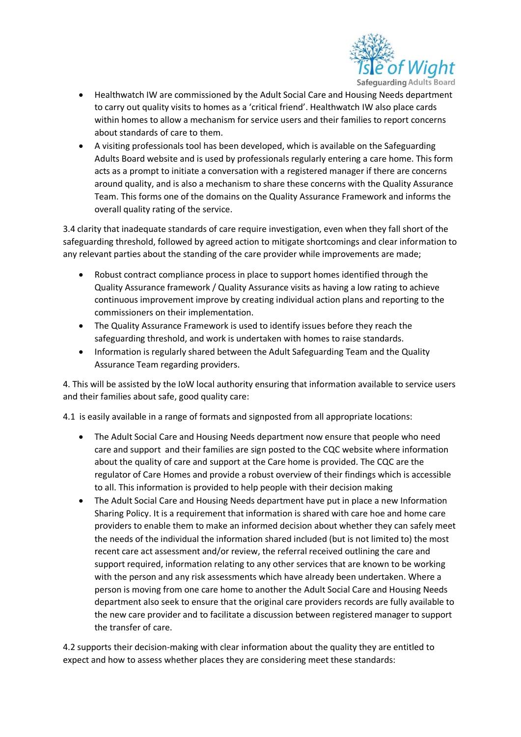- Healthwatch IW are commissioned by the Adult Social Care and Housing Needs department to carry out quality visits to homes as a 'critical friend'. Healthwatch IW also place cards within homes to allow a mechanism for service users and their families to report concerns about standards of care to them.
- A visiting professionals tool has been developed, which is available on the Safeguarding Adults Board website and is used by professionals regularly entering a care home. This form acts as a prompt to initiate a conversation with a registered manager if there are concerns around quality, and is also a mechanism to share these concerns with the Quality Assurance Team. This forms one of the domains on the Quality Assurance Framework and informs the overall quality rating of the service.

3.4 clarity that inadequate standards of care require investigation, even when they fall short of the safeguarding threshold, followed by agreed action to mitigate shortcomings and clear information to any relevant parties about the standing of the care provider while improvements are made;

- Robust contract compliance process in place to support homes identified through the Quality Assurance framework / Quality Assurance visits as having a low rating to achieve continuous improvement improve by creating individual action plans and reporting to the commissioners on their implementation.
- The Quality Assurance Framework is used to identify issues before they reach the safeguarding threshold, and work is undertaken with homes to raise standards.
- Information is regularly shared between the Adult Safeguarding Team and the Quality Assurance Team regarding providers.

4. This will be assisted by the IoW local authority ensuring that information available to service users and their families about safe, good quality care:

4.1 is easily available in a range of formats and signposted from all appropriate locations:

- The Adult Social Care and Housing Needs department now ensure that people who need care and support and their families are sign posted to the CQC website where information about the quality of care and support at the Care home is provided. The CQC are the regulator of Care Homes and provide a robust overview of their findings which is accessible to all. This information is provided to help people with their decision making
- The Adult Social Care and Housing Needs department have put in place a new Information Sharing Policy. It is a requirement that information is shared with care hoe and home care providers to enable them to make an informed decision about whether they can safely meet the needs of the individual the information shared included (but is not limited to) the most recent care act assessment and/or review, the referral received outlining the care and support required, information relating to any other services that are known to be working with the person and any risk assessments which have already been undertaken. Where a person is moving from one care home to another the Adult Social Care and Housing Needs department also seek to ensure that the original care providers records are fully available to the new care provider and to facilitate a discussion between registered manager to support the transfer of care.

4.2 supports their decision-making with clear information about the quality they are entitled to expect and how to assess whether places they are considering meet these standards: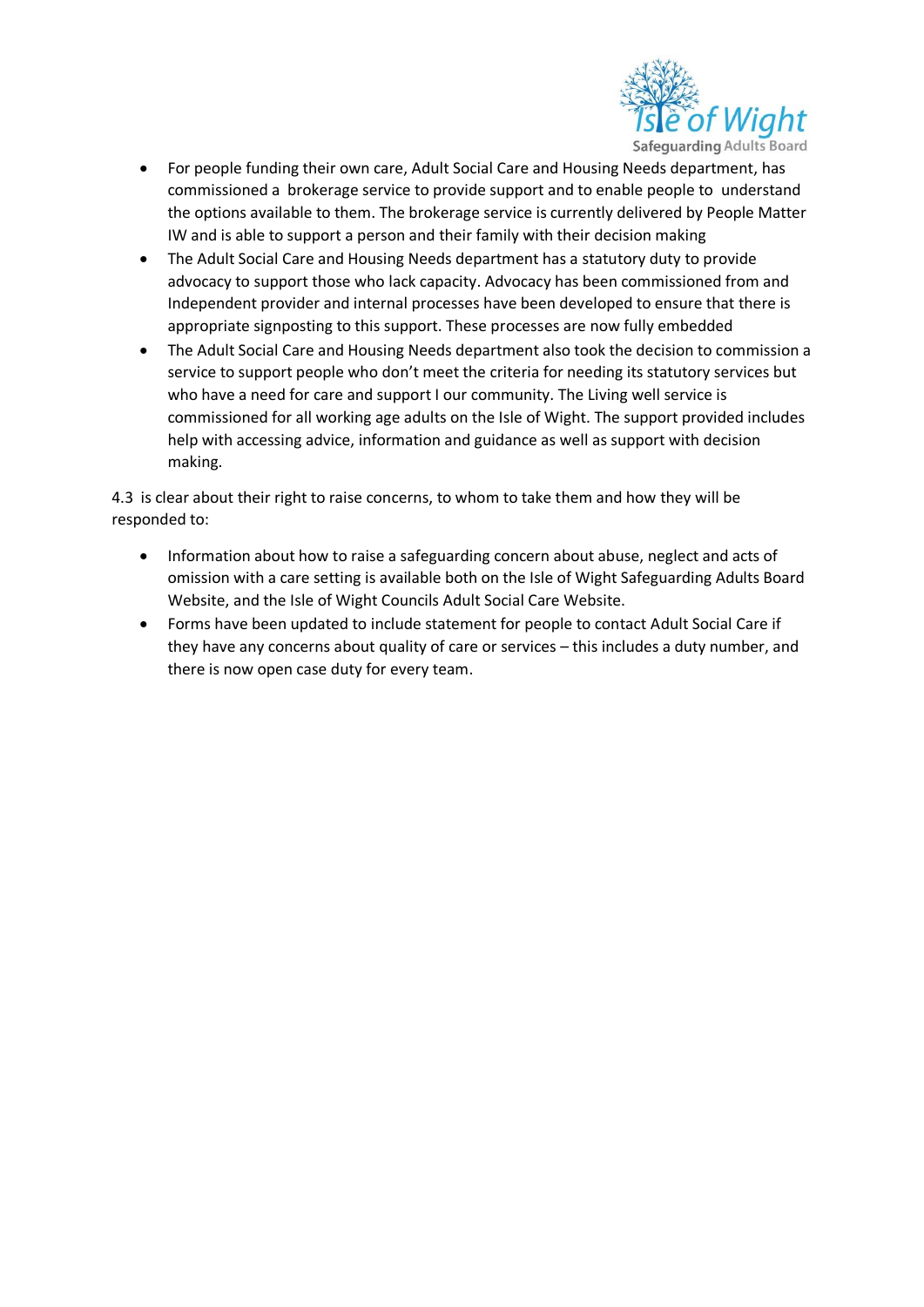- For people funding their own care, Adult Social Care and Housing Needs department, has commissioned a brokerage service to provide support and to enable people to understand the options available to them. The brokerage service is currently delivered by People Matter IW and is able to support a person and their family with their decision making
- The Adult Social Care and Housing Needs department has a statutory duty to provide advocacy to support those who lack capacity. Advocacy has been commissioned from and Independent provider and internal processes have been developed to ensure that there is appropriate signposting to this support. These processes are now fully embedded
- The Adult Social Care and Housing Needs department also took the decision to commission a service to support people who don't meet the criteria for needing its statutory services but who have a need for care and support I our community. The Living well service is commissioned for all working age adults on the Isle of Wight. The support provided includes help with accessing advice, information and guidance as well as support with decision making.

4.3 is clear about their right to raise concerns, to whom to take them and how they will be responded to:

- Information about how to raise a safeguarding concern about abuse, neglect and acts of omission with a care setting is available both on the Isle of Wight Safeguarding Adults Board Website, and the Isle of Wight Councils Adult Social Care Website.
- Forms have been updated to include statement for people to contact Adult Social Care if they have any concerns about quality of care or services – this includes a duty number, and there is now open case duty for every team.